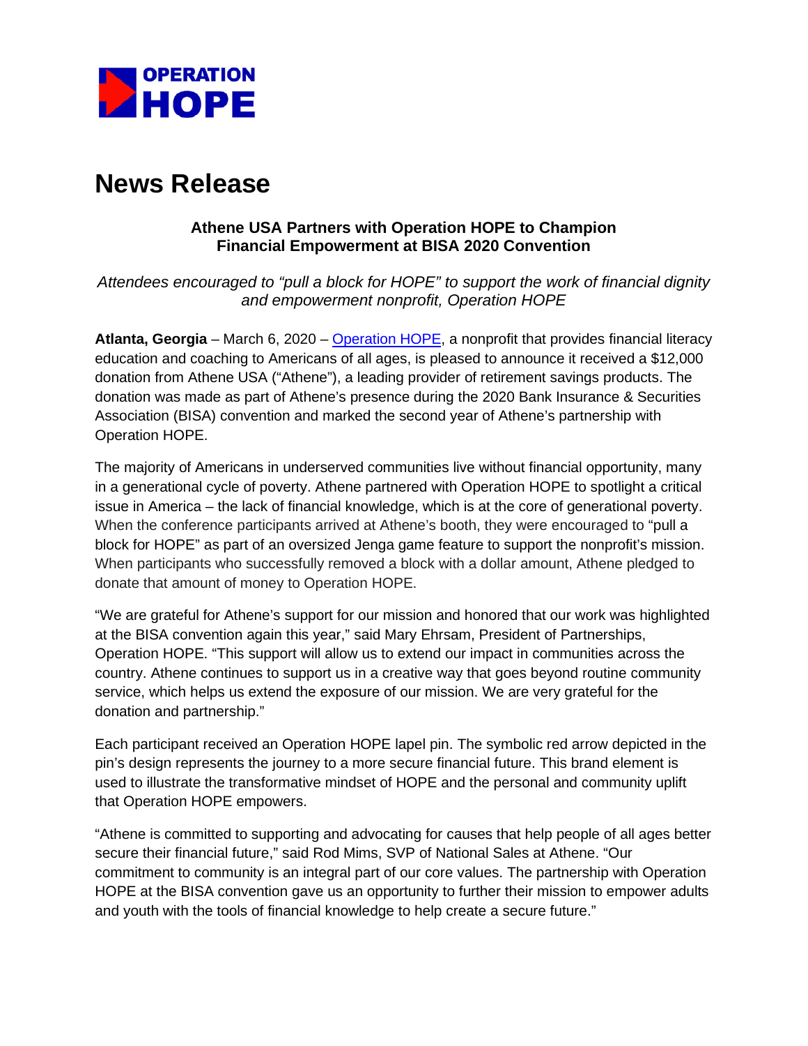OPERATION HOPE

# News Release

### Athene USA Partners with Operation HOPE to Champion Financial Empowerment at BISA 2020 Convention

*Attendees encouraged to "pull a block for HOPE" to support the work of financial dignity and empowerment nonprofit, Operation HOPE*

**Atlanta, Georgia** – March 6, 2020 – Operation HOPE, a nonprofit that provides financial literacy education and coaching to Americans of all ages, is pleased to announce it received a $12,000 donation from Athene USA ("Athene"), a leading provider of retirement savings products. The donation was made as part of Athene's presence during the 2020 Bank Insurance & Securities Association (BISA) convention and marked the second year of Athene's partnership with Operation HOPE.

The majority of Americans in underserved communities live without financial opportunity, many in a generational cycle of poverty. Athene partnered with Operation HOPE to spotlight a critical issue in America – the lack of financial knowledge, which is at the core of generational poverty. When the conference participants arrived at Athene's booth, they were encouraged to "pull a block for HOPE" as part of an oversized Jenga game feature to support the nonprofit's mission. When participants who successfully removed a block with a dollar amount, Athene pledged to donate that amount of money to Operation HOPE.

"We are grateful for Athene's support for our mission and honored that our work was highlighted at the BISA convention again this year," said Mary Ehrsam, President of Partnerships, Operation HOPE. "This support will allow us to extend our impact in communities across the country. Athene continues to support us in a creative way that goes beyond routine community service, which helps us extend the exposure of our mission. We are very grateful for the donation and partnership."

Each participant received an Operation HOPE lapel pin. The symbolic red arrow depicted in the pin's design represents the journey to a more secure financial future. This brand element is used to illustrate the transformative mindset of HOPE and the personal and community uplift that Operation HOPE empowers.

"Athene is committed to supporting and advocating for causes that help people of all ages better secure their financial future," said Rod Mims, SVP of National Sales at Athene. "Our commitment to community is an integral part of our core values. The partnership with Operation HOPE at the BISA convention gave us an opportunity to further their mission to empower adults and youth with the tools of financial knowledge to help create a secure future."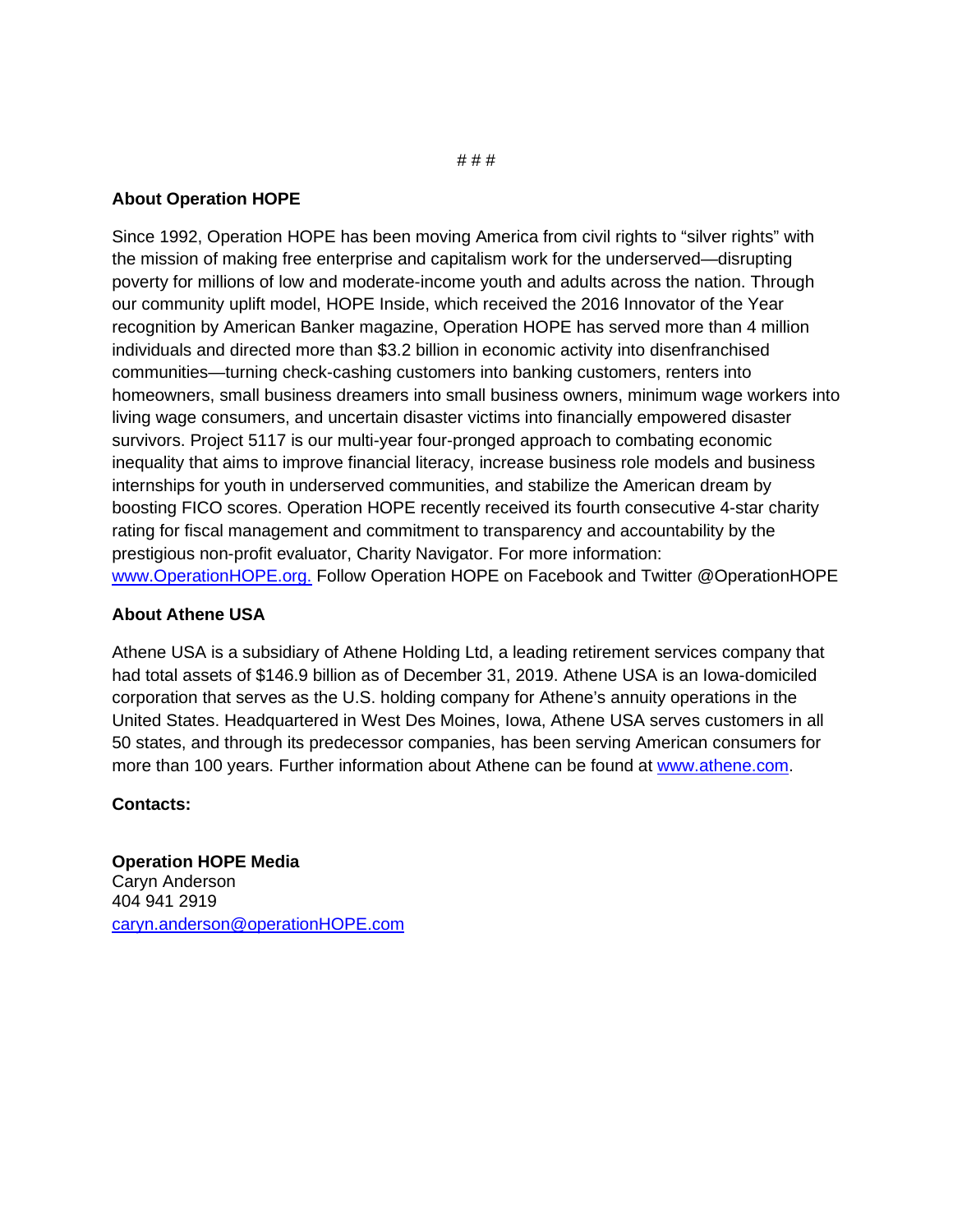# # #

**About Operation HOPE**

Since 1992, Operation HOPE has been moving America from civil rights to "silver rights" with the mission of making free enterprise and capitalism work for the underserved—disrupting poverty for millions of low and moderate-income youth and adults across the nation. Through our community uplift model, HOPE Inside, which received the 2016 Innovator of the Year recognition by American Banker magazine, Operation HOPE has served more than 4 million individuals and directed more than $3.2 billion in economic activity into disenfranchised communities—turning check-cashing customers into banking customers, renters into homeowners, small business dreamers into small business owners, minimum wage workers into living wage consumers, and uncertain disaster victims into financially empowered disaster survivors. Project 5117 is our multi-year four-pronged approach to combating economic inequality that aims to improve financial literacy, increase business role models and business internships for youth in underserved communities, and stabilize the American dream by boosting FICO scores. Operation HOPE recently received its fourth consecutive 4-star charity rating for fiscal management and commitment to transparency and accountability by the prestigious non-profit evaluator, Charity Navigator. For more information: www.OperationHOPE.org. Follow Operation HOPE on Facebook and Twitter @OperationHOPE

**About Athene USA**

Athene USA is a subsidiary of Athene Holding Ltd, a leading retirement services company that had total assets of $146.9 billion as of December 31, 2019. Athene USA is an Iowa-domiciled corporation that serves as the U.S. holding company for Athene's annuity operations in the United States. Headquartered in West Des Moines, Iowa, Athene USA serves customers in all 50 states, and through its predecessor companies, has been serving American consumers for more than 100 years. Further information about Athene can be found at www.athene.com.

**Contacts:**

**Operation HOPE Media**
Caryn Anderson
404 941 2919
caryn.anderson@operationHOPE.com